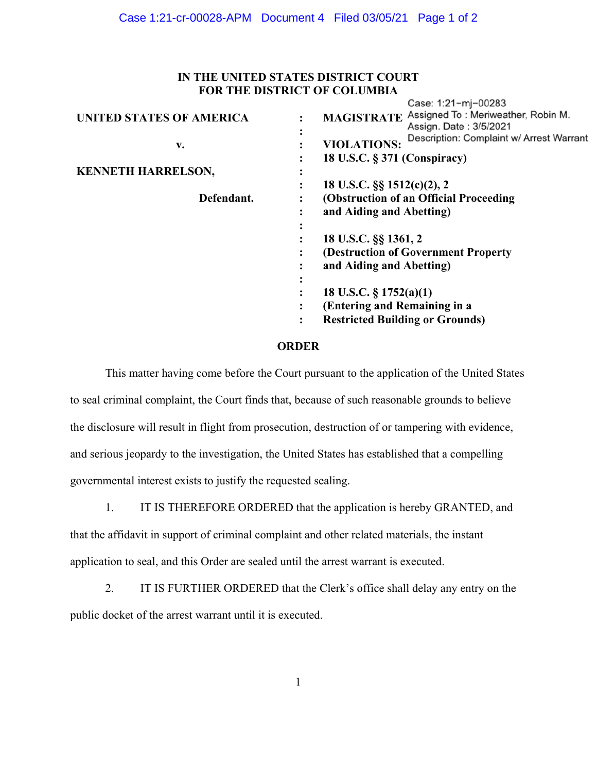**IN THE UNITED STATES DISTRICT COURT**
**FOR THE DISTRICT OF COLUMBIA**

Case: 1:21-mj-00283
Assigned To : Meriweather, Robin M.
Assign. Date : 3/5/2021
Description: Complaint w/ Arrest Warrant

| | | |
|---|---|---|
| **UNITED STATES OF AMERICA** | : | **MAGISTRATE** |
| | : | |
| **v.** | : | **VIOLATIONS:** |
| | : | **18 U.S.C. § 371 (Conspiracy)** |
| **KENNETH HARRELSON,** | : | |
| | : | **18 U.S.C. §§ 1512(c)(2), 2** |
| **Defendant.** | : | **(Obstruction of an Official Proceeding** |
| | : | **and Aiding and Abetting)** |
| | : | |
| | : | **18 U.S.C. §§ 1361, 2** |
| | : | **(Destruction of Government Property** |
| | : | **and Aiding and Abetting)** |
| | : | |
| | : | **18 U.S.C. § 1752(a)(1)** |
| | : | **(Entering and Remaining in a** |
| | : | **Restricted Building or Grounds)** |

## ORDER

This matter having come before the Court pursuant to the application of the United States to seal criminal complaint, the Court finds that, because of such reasonable grounds to believe the disclosure will result in flight from prosecution, destruction of or tampering with evidence, and serious jeopardy to the investigation, the United States has established that a compelling governmental interest exists to justify the requested sealing.

1. IT IS THEREFORE ORDERED that the application is hereby GRANTED, and that the affidavit in support of criminal complaint and other related materials, the instant application to seal, and this Order are sealed until the arrest warrant is executed.

2. IT IS FURTHER ORDERED that the Clerk's office shall delay any entry on the public docket of the arrest warrant until it is executed.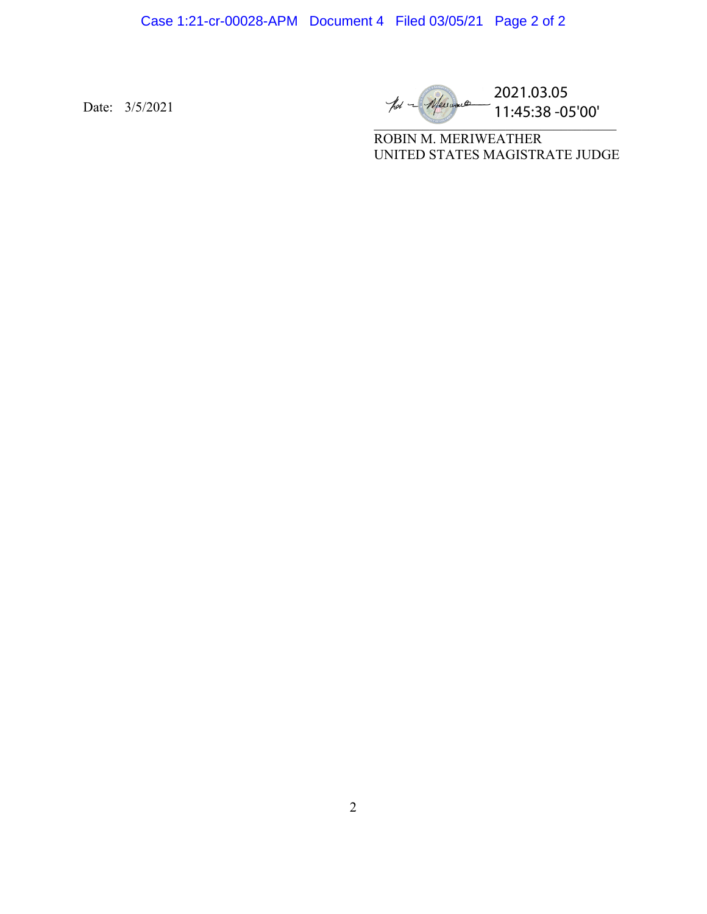Date: 3/5/2021

2021.03.05 11:45:38 -05'00'

ROBIN M. MERIWEATHER
UNITED STATES MAGISTRATE JUDGE